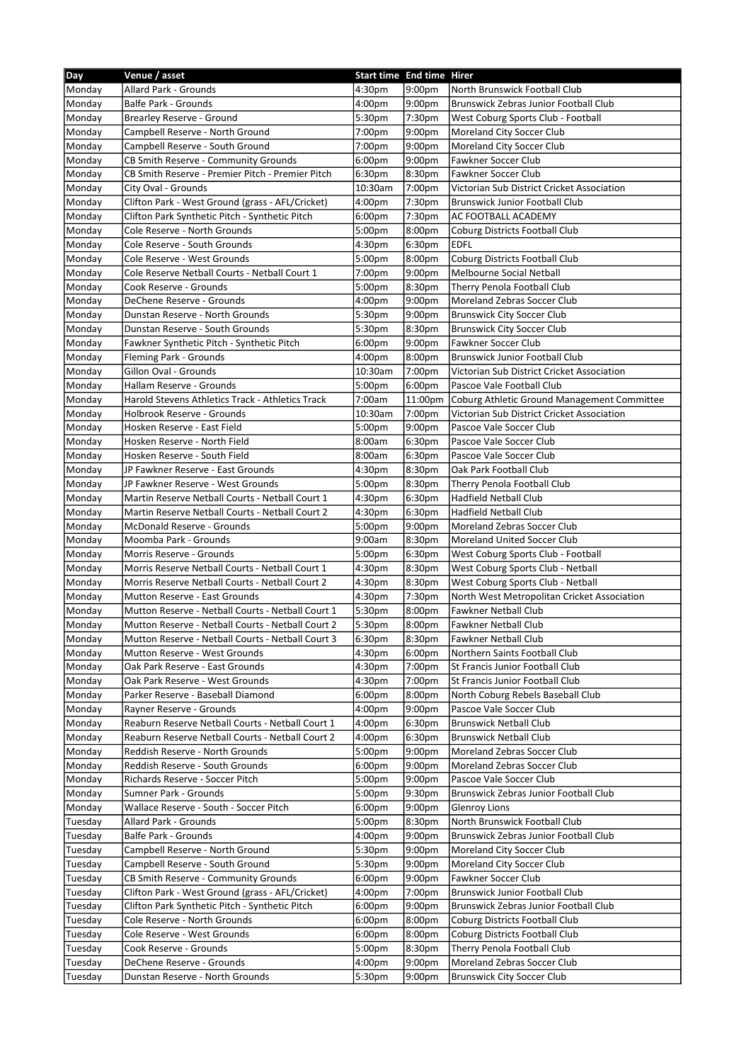| Day | Venue / asset | Start time | End time | Hirer |
|---|---|---|---|---|
| Monday | Allard Park - Grounds | 4:30pm | 9:00pm | North Brunswick Football Club |
| Monday | Balfe Park - Grounds | 4:00pm | 9:00pm | Brunswick Zebras Junior Football Club |
| Monday | Brearley Reserve - Ground | 5:30pm | 7:30pm | West Coburg Sports Club - Football |
| Monday | Campbell Reserve - North Ground | 7:00pm | 9:00pm | Moreland City Soccer Club |
| Monday | Campbell Reserve - South Ground | 7:00pm | 9:00pm | Moreland City Soccer Club |
| Monday | CB Smith Reserve - Community Grounds | 6:00pm | 9:00pm | Fawkner Soccer Club |
| Monday | CB Smith Reserve - Premier Pitch - Premier Pitch | 6:30pm | 8:30pm | Fawkner Soccer Club |
| Monday | City Oval - Grounds | 10:30am | 7:00pm | Victorian Sub District Cricket Association |
| Monday | Clifton Park - West Ground (grass - AFL/Cricket) | 4:00pm | 7:30pm | Brunswick Junior Football Club |
| Monday | Clifton Park Synthetic Pitch - Synthetic Pitch | 6:00pm | 7:30pm | AC FOOTBALL ACADEMY |
| Monday | Cole Reserve - North Grounds | 5:00pm | 8:00pm | Coburg Districts Football Club |
| Monday | Cole Reserve - South Grounds | 4:30pm | 6:30pm | EDFL |
| Monday | Cole Reserve - West Grounds | 5:00pm | 8:00pm | Coburg Districts Football Club |
| Monday | Cole Reserve Netball Courts - Netball Court 1 | 7:00pm | 9:00pm | Melbourne Social Netball |
| Monday | Cook Reserve - Grounds | 5:00pm | 8:30pm | Therry Penola Football Club |
| Monday | DeChene Reserve - Grounds | 4:00pm | 9:00pm | Moreland Zebras Soccer Club |
| Monday | Dunstan Reserve - North Grounds | 5:30pm | 9:00pm | Brunswick City Soccer Club |
| Monday | Dunstan Reserve - South Grounds | 5:30pm | 8:30pm | Brunswick City Soccer Club |
| Monday | Fawkner Synthetic Pitch - Synthetic Pitch | 6:00pm | 9:00pm | Fawkner Soccer Club |
| Monday | Fleming Park - Grounds | 4:00pm | 8:00pm | Brunswick Junior Football Club |
| Monday | Gillon Oval - Grounds | 10:30am | 7:00pm | Victorian Sub District Cricket Association |
| Monday | Hallam Reserve - Grounds | 5:00pm | 6:00pm | Pascoe Vale Football Club |
| Monday | Harold Stevens Athletics Track - Athletics Track | 7:00am | 11:00pm | Coburg Athletic Ground Management Committee |
| Monday | Holbrook Reserve - Grounds | 10:30am | 7:00pm | Victorian Sub District Cricket Association |
| Monday | Hosken Reserve - East Field | 5:00pm | 9:00pm | Pascoe Vale Soccer Club |
| Monday | Hosken Reserve - North Field | 8:00am | 6:30pm | Pascoe Vale Soccer Club |
| Monday | Hosken Reserve - South Field | 8:00am | 6:30pm | Pascoe Vale Soccer Club |
| Monday | JP Fawkner Reserve - East Grounds | 4:30pm | 8:30pm | Oak Park Football Club |
| Monday | JP Fawkner Reserve - West Grounds | 5:00pm | 8:30pm | Therry Penola Football Club |
| Monday | Martin Reserve Netball Courts - Netball Court 1 | 4:30pm | 6:30pm | Hadfield Netball Club |
| Monday | Martin Reserve Netball Courts - Netball Court 2 | 4:30pm | 6:30pm | Hadfield Netball Club |
| Monday | McDonald Reserve - Grounds | 5:00pm | 9:00pm | Moreland Zebras Soccer Club |
| Monday | Moomba Park - Grounds | 9:00am | 8:30pm | Moreland United Soccer Club |
| Monday | Morris Reserve - Grounds | 5:00pm | 6:30pm | West Coburg Sports Club - Football |
| Monday | Morris Reserve Netball Courts - Netball Court 1 | 4:30pm | 8:30pm | West Coburg Sports Club - Netball |
| Monday | Morris Reserve Netball Courts - Netball Court 2 | 4:30pm | 8:30pm | West Coburg Sports Club - Netball |
| Monday | Mutton Reserve - East Grounds | 4:30pm | 7:30pm | North West Metropolitan Cricket Association |
| Monday | Mutton Reserve - Netball Courts - Netball Court 1 | 5:30pm | 8:00pm | Fawkner Netball Club |
| Monday | Mutton Reserve - Netball Courts - Netball Court 2 | 5:30pm | 8:00pm | Fawkner Netball Club |
| Monday | Mutton Reserve - Netball Courts - Netball Court 3 | 6:30pm | 8:30pm | Fawkner Netball Club |
| Monday | Mutton Reserve - West Grounds | 4:30pm | 6:00pm | Northern Saints Football Club |
| Monday | Oak Park Reserve - East Grounds | 4:30pm | 7:00pm | St Francis Junior Football Club |
| Monday | Oak Park Reserve - West Grounds | 4:30pm | 7:00pm | St Francis Junior Football Club |
| Monday | Parker Reserve - Baseball Diamond | 6:00pm | 8:00pm | North Coburg Rebels Baseball Club |
| Monday | Rayner Reserve - Grounds | 4:00pm | 9:00pm | Pascoe Vale Soccer Club |
| Monday | Reaburn Reserve Netball Courts - Netball Court 1 | 4:00pm | 6:30pm | Brunswick Netball Club |
| Monday | Reaburn Reserve Netball Courts - Netball Court 2 | 4:00pm | 6:30pm | Brunswick Netball Club |
| Monday | Reddish Reserve - North Grounds | 5:00pm | 9:00pm | Moreland Zebras Soccer Club |
| Monday | Reddish Reserve - South Grounds | 6:00pm | 9:00pm | Moreland Zebras Soccer Club |
| Monday | Richards Reserve - Soccer Pitch | 5:00pm | 9:00pm | Pascoe Vale Soccer Club |
| Monday | Sumner Park - Grounds | 5:00pm | 9:30pm | Brunswick Zebras Junior Football Club |
| Monday | Wallace Reserve - South - Soccer Pitch | 6:00pm | 9:00pm | Glenroy Lions |
| Tuesday | Allard Park - Grounds | 5:00pm | 8:30pm | North Brunswick Football Club |
| Tuesday | Balfe Park - Grounds | 4:00pm | 9:00pm | Brunswick Zebras Junior Football Club |
| Tuesday | Campbell Reserve - North Ground | 5:30pm | 9:00pm | Moreland City Soccer Club |
| Tuesday | Campbell Reserve - South Ground | 5:30pm | 9:00pm | Moreland City Soccer Club |
| Tuesday | CB Smith Reserve - Community Grounds | 6:00pm | 9:00pm | Fawkner Soccer Club |
| Tuesday | Clifton Park - West Ground (grass - AFL/Cricket) | 4:00pm | 7:00pm | Brunswick Junior Football Club |
| Tuesday | Clifton Park Synthetic Pitch - Synthetic Pitch | 6:00pm | 9:00pm | Brunswick Zebras Junior Football Club |
| Tuesday | Cole Reserve - North Grounds | 6:00pm | 8:00pm | Coburg Districts Football Club |
| Tuesday | Cole Reserve - West Grounds | 6:00pm | 8:00pm | Coburg Districts Football Club |
| Tuesday | Cook Reserve - Grounds | 5:00pm | 8:30pm | Therry Penola Football Club |
| Tuesday | DeChene Reserve - Grounds | 4:00pm | 9:00pm | Moreland Zebras Soccer Club |
| Tuesday | Dunstan Reserve - North Grounds | 5:30pm | 9:00pm | Brunswick City Soccer Club |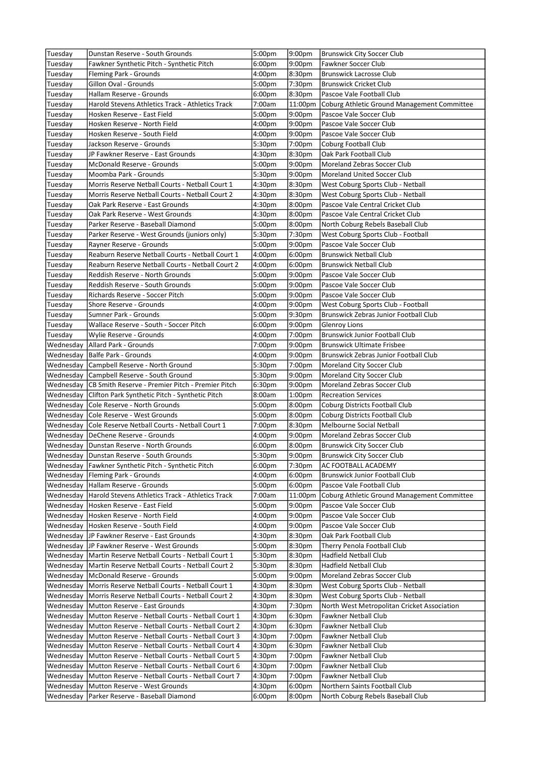| | | | | |
|---|---|---|---|---|
| Tuesday | Dunstan Reserve - South Grounds | 5:00pm | 9:00pm | Brunswick City Soccer Club |
| Tuesday | Fawkner Synthetic Pitch - Synthetic Pitch | 6:00pm | 9:00pm | Fawkner Soccer Club |
| Tuesday | Fleming Park - Grounds | 4:00pm | 8:30pm | Brunswick Lacrosse Club |
| Tuesday | Gillon Oval - Grounds | 5:00pm | 7:30pm | Brunswick Cricket Club |
| Tuesday | Hallam Reserve - Grounds | 6:00pm | 8:30pm | Pascoe Vale Football Club |
| Tuesday | Harold Stevens Athletics Track - Athletics Track | 7:00am | 11:00pm | Coburg Athletic Ground Management Committee |
| Tuesday | Hosken Reserve - East Field | 5:00pm | 9:00pm | Pascoe Vale Soccer Club |
| Tuesday | Hosken Reserve - North Field | 4:00pm | 9:00pm | Pascoe Vale Soccer Club |
| Tuesday | Hosken Reserve - South Field | 4:00pm | 9:00pm | Pascoe Vale Soccer Club |
| Tuesday | Jackson Reserve - Grounds | 5:30pm | 7:00pm | Coburg Football Club |
| Tuesday | JP Fawkner Reserve - East Grounds | 4:30pm | 8:30pm | Oak Park Football Club |
| Tuesday | McDonald Reserve - Grounds | 5:00pm | 9:00pm | Moreland Zebras Soccer Club |
| Tuesday | Moomba Park - Grounds | 5:30pm | 9:00pm | Moreland United Soccer Club |
| Tuesday | Morris Reserve Netball Courts - Netball Court 1 | 4:30pm | 8:30pm | West Coburg Sports Club - Netball |
| Tuesday | Morris Reserve Netball Courts - Netball Court 2 | 4:30pm | 8:30pm | West Coburg Sports Club - Netball |
| Tuesday | Oak Park Reserve - East Grounds | 4:30pm | 8:00pm | Pascoe Vale Central Cricket Club |
| Tuesday | Oak Park Reserve - West Grounds | 4:30pm | 8:00pm | Pascoe Vale Central Cricket Club |
| Tuesday | Parker Reserve - Baseball Diamond | 5:00pm | 8:00pm | North Coburg Rebels Baseball Club |
| Tuesday | Parker Reserve - West Grounds (juniors only) | 5:30pm | 7:30pm | West Coburg Sports Club - Football |
| Tuesday | Rayner Reserve - Grounds | 5:00pm | 9:00pm | Pascoe Vale Soccer Club |
| Tuesday | Reaburn Reserve Netball Courts - Netball Court 1 | 4:00pm | 6:00pm | Brunswick Netball Club |
| Tuesday | Reaburn Reserve Netball Courts - Netball Court 2 | 4:00pm | 6:00pm | Brunswick Netball Club |
| Tuesday | Reddish Reserve - North Grounds | 5:00pm | 9:00pm | Pascoe Vale Soccer Club |
| Tuesday | Reddish Reserve - South Grounds | 5:00pm | 9:00pm | Pascoe Vale Soccer Club |
| Tuesday | Richards Reserve - Soccer Pitch | 5:00pm | 9:00pm | Pascoe Vale Soccer Club |
| Tuesday | Shore Reserve - Grounds | 4:00pm | 9:00pm | West Coburg Sports Club - Football |
| Tuesday | Sumner Park - Grounds | 5:00pm | 9:30pm | Brunswick Zebras Junior Football Club |
| Tuesday | Wallace Reserve - South - Soccer Pitch | 6:00pm | 9:00pm | Glenroy Lions |
| Tuesday | Wylie Reserve - Grounds | 4:00pm | 7:00pm | Brunswick Junior Football Club |
| Wednesday | Allard Park - Grounds | 7:00pm | 9:00pm | Brunswick Ultimate Frisbee |
| Wednesday | Balfe Park - Grounds | 4:00pm | 9:00pm | Brunswick Zebras Junior Football Club |
| Wednesday | Campbell Reserve - North Ground | 5:30pm | 7:00pm | Moreland City Soccer Club |
| Wednesday | Campbell Reserve - South Ground | 5:30pm | 9:00pm | Moreland City Soccer Club |
| Wednesday | CB Smith Reserve - Premier Pitch - Premier Pitch | 6:30pm | 9:00pm | Moreland Zebras Soccer Club |
| Wednesday | Clifton Park Synthetic Pitch - Synthetic Pitch | 8:00am | 1:00pm | Recreation Services |
| Wednesday | Cole Reserve - North Grounds | 5:00pm | 8:00pm | Coburg Districts Football Club |
| Wednesday | Cole Reserve - West Grounds | 5:00pm | 8:00pm | Coburg Districts Football Club |
| Wednesday | Cole Reserve Netball Courts - Netball Court 1 | 7:00pm | 8:30pm | Melbourne Social Netball |
| Wednesday | DeChene Reserve - Grounds | 4:00pm | 9:00pm | Moreland Zebras Soccer Club |
| Wednesday | Dunstan Reserve - North Grounds | 6:00pm | 8:00pm | Brunswick City Soccer Club |
| Wednesday | Dunstan Reserve - South Grounds | 5:30pm | 9:00pm | Brunswick City Soccer Club |
| Wednesday | Fawkner Synthetic Pitch - Synthetic Pitch | 6:00pm | 7:30pm | AC FOOTBALL ACADEMY |
| Wednesday | Fleming Park - Grounds | 4:00pm | 6:00pm | Brunswick Junior Football Club |
| Wednesday | Hallam Reserve - Grounds | 5:00pm | 6:00pm | Pascoe Vale Football Club |
| Wednesday | Harold Stevens Athletics Track - Athletics Track | 7:00am | 11:00pm | Coburg Athletic Ground Management Committee |
| Wednesday | Hosken Reserve - East Field | 5:00pm | 9:00pm | Pascoe Vale Soccer Club |
| Wednesday | Hosken Reserve - North Field | 4:00pm | 9:00pm | Pascoe Vale Soccer Club |
| Wednesday | Hosken Reserve - South Field | 4:00pm | 9:00pm | Pascoe Vale Soccer Club |
| Wednesday | JP Fawkner Reserve - East Grounds | 4:30pm | 8:30pm | Oak Park Football Club |
| Wednesday | JP Fawkner Reserve - West Grounds | 5:00pm | 8:30pm | Therry Penola Football Club |
| Wednesday | Martin Reserve Netball Courts - Netball Court 1 | 5:30pm | 8:30pm | Hadfield Netball Club |
| Wednesday | Martin Reserve Netball Courts - Netball Court 2 | 5:30pm | 8:30pm | Hadfield Netball Club |
| Wednesday | McDonald Reserve - Grounds | 5:00pm | 9:00pm | Moreland Zebras Soccer Club |
| Wednesday | Morris Reserve Netball Courts - Netball Court 1 | 4:30pm | 8:30pm | West Coburg Sports Club - Netball |
| Wednesday | Morris Reserve Netball Courts - Netball Court 2 | 4:30pm | 8:30pm | West Coburg Sports Club - Netball |
| Wednesday | Mutton Reserve - East Grounds | 4:30pm | 7:30pm | North West Metropolitan Cricket Association |
| Wednesday | Mutton Reserve - Netball Courts - Netball Court 1 | 4:30pm | 6:30pm | Fawkner Netball Club |
| Wednesday | Mutton Reserve - Netball Courts - Netball Court 2 | 4:30pm | 6:30pm | Fawkner Netball Club |
| Wednesday | Mutton Reserve - Netball Courts - Netball Court 3 | 4:30pm | 7:00pm | Fawkner Netball Club |
| Wednesday | Mutton Reserve - Netball Courts - Netball Court 4 | 4:30pm | 6:30pm | Fawkner Netball Club |
| Wednesday | Mutton Reserve - Netball Courts - Netball Court 5 | 4:30pm | 7:00pm | Fawkner Netball Club |
| Wednesday | Mutton Reserve - Netball Courts - Netball Court 6 | 4:30pm | 7:00pm | Fawkner Netball Club |
| Wednesday | Mutton Reserve - Netball Courts - Netball Court 7 | 4:30pm | 7:00pm | Fawkner Netball Club |
| Wednesday | Mutton Reserve - West Grounds | 4:30pm | 6:00pm | Northern Saints Football Club |
| Wednesday | Parker Reserve - Baseball Diamond | 6:00pm | 8:00pm | North Coburg Rebels Baseball Club |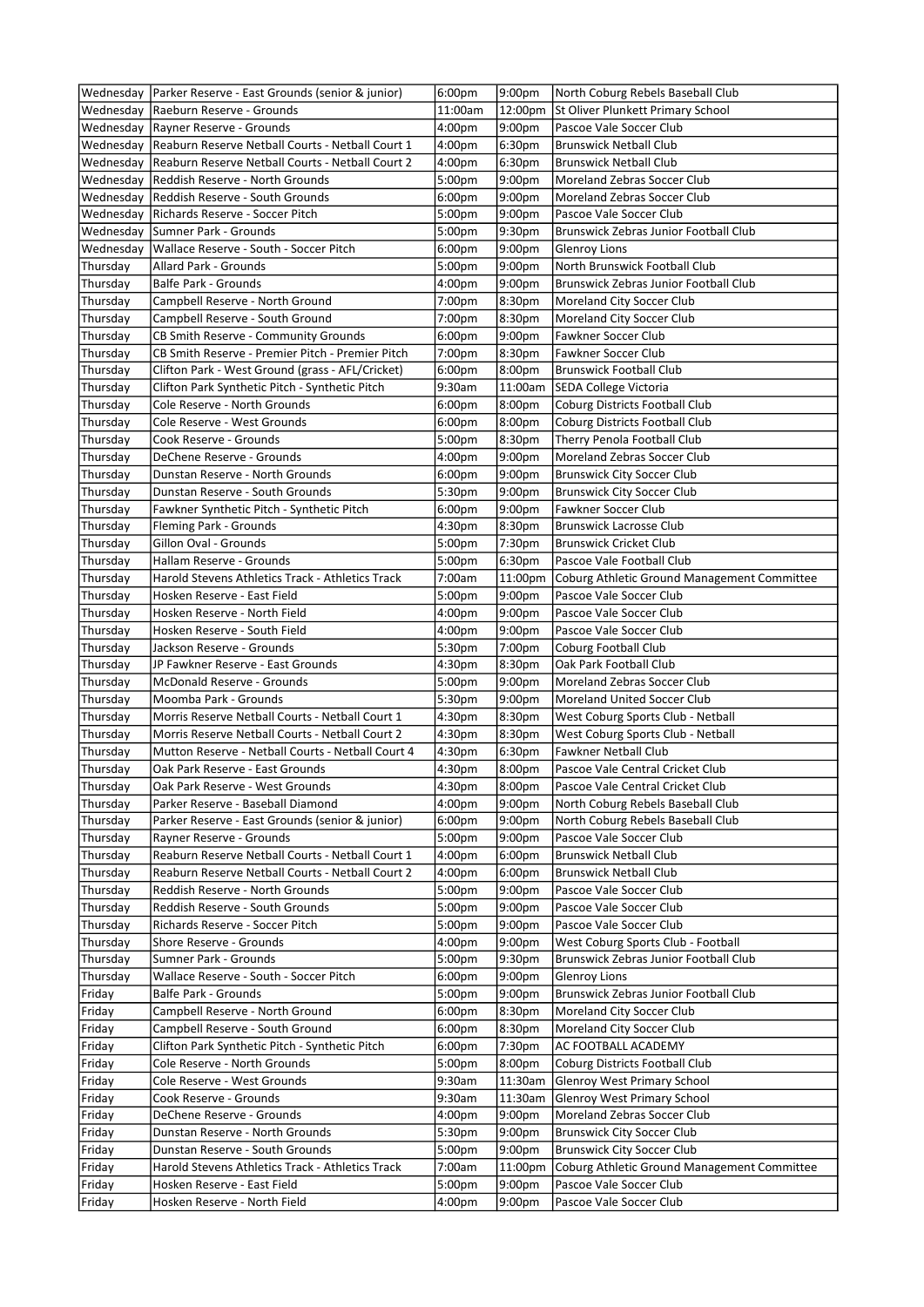| Wednesday | Parker Reserve - East Grounds (senior & junior) | 6:00pm | 9:00pm | North Coburg Rebels Baseball Club |
|---|---|---|---|---|
| Wednesday | Raeburn Reserve - Grounds | 11:00am | 12:00pm | St Oliver Plunkett Primary School |
| Wednesday | Rayner Reserve - Grounds | 4:00pm | 9:00pm | Pascoe Vale Soccer Club |
| Wednesday | Reaburn Reserve Netball Courts - Netball Court 1 | 4:00pm | 6:30pm | Brunswick Netball Club |
| Wednesday | Reaburn Reserve Netball Courts - Netball Court 2 | 4:00pm | 6:30pm | Brunswick Netball Club |
| Wednesday | Reddish Reserve - North Grounds | 5:00pm | 9:00pm | Moreland Zebras Soccer Club |
| Wednesday | Reddish Reserve - South Grounds | 6:00pm | 9:00pm | Moreland Zebras Soccer Club |
| Wednesday | Richards Reserve - Soccer Pitch | 5:00pm | 9:00pm | Pascoe Vale Soccer Club |
| Wednesday | Sumner Park - Grounds | 5:00pm | 9:30pm | Brunswick Zebras Junior Football Club |
| Wednesday | Wallace Reserve - South - Soccer Pitch | 6:00pm | 9:00pm | Glenroy Lions |
| Thursday | Allard Park - Grounds | 5:00pm | 9:00pm | North Brunswick Football Club |
| Thursday | Balfe Park - Grounds | 4:00pm | 9:00pm | Brunswick Zebras Junior Football Club |
| Thursday | Campbell Reserve - North Ground | 7:00pm | 8:30pm | Moreland City Soccer Club |
| Thursday | Campbell Reserve - South Ground | 7:00pm | 8:30pm | Moreland City Soccer Club |
| Thursday | CB Smith Reserve - Community Grounds | 6:00pm | 9:00pm | Fawkner Soccer Club |
| Thursday | CB Smith Reserve - Premier Pitch - Premier Pitch | 7:00pm | 8:30pm | Fawkner Soccer Club |
| Thursday | Clifton Park - West Ground (grass - AFL/Cricket) | 6:00pm | 8:00pm | Brunswick Football Club |
| Thursday | Clifton Park Synthetic Pitch - Synthetic Pitch | 9:30am | 11:00am | SEDA College Victoria |
| Thursday | Cole Reserve - North Grounds | 6:00pm | 8:00pm | Coburg Districts Football Club |
| Thursday | Cole Reserve - West Grounds | 6:00pm | 8:00pm | Coburg Districts Football Club |
| Thursday | Cook Reserve - Grounds | 5:00pm | 8:30pm | Therry Penola Football Club |
| Thursday | DeChene Reserve - Grounds | 4:00pm | 9:00pm | Moreland Zebras Soccer Club |
| Thursday | Dunstan Reserve - North Grounds | 6:00pm | 9:00pm | Brunswick City Soccer Club |
| Thursday | Dunstan Reserve - South Grounds | 5:30pm | 9:00pm | Brunswick City Soccer Club |
| Thursday | Fawkner Synthetic Pitch - Synthetic Pitch | 6:00pm | 9:00pm | Fawkner Soccer Club |
| Thursday | Fleming Park - Grounds | 4:30pm | 8:30pm | Brunswick Lacrosse Club |
| Thursday | Gillon Oval - Grounds | 5:00pm | 7:30pm | Brunswick Cricket Club |
| Thursday | Hallam Reserve - Grounds | 5:00pm | 6:30pm | Pascoe Vale Football Club |
| Thursday | Harold Stevens Athletics Track - Athletics Track | 7:00am | 11:00pm | Coburg Athletic Ground Management Committee |
| Thursday | Hosken Reserve - East Field | 5:00pm | 9:00pm | Pascoe Vale Soccer Club |
| Thursday | Hosken Reserve - North Field | 4:00pm | 9:00pm | Pascoe Vale Soccer Club |
| Thursday | Hosken Reserve - South Field | 4:00pm | 9:00pm | Pascoe Vale Soccer Club |
| Thursday | Jackson Reserve - Grounds | 5:30pm | 7:00pm | Coburg Football Club |
| Thursday | JP Fawkner Reserve - East Grounds | 4:30pm | 8:30pm | Oak Park Football Club |
| Thursday | McDonald Reserve - Grounds | 5:00pm | 9:00pm | Moreland Zebras Soccer Club |
| Thursday | Moomba Park - Grounds | 5:30pm | 9:00pm | Moreland United Soccer Club |
| Thursday | Morris Reserve Netball Courts - Netball Court 1 | 4:30pm | 8:30pm | West Coburg Sports Club - Netball |
| Thursday | Morris Reserve Netball Courts - Netball Court 2 | 4:30pm | 8:30pm | West Coburg Sports Club - Netball |
| Thursday | Mutton Reserve - Netball Courts - Netball Court 4 | 4:30pm | 6:30pm | Fawkner Netball Club |
| Thursday | Oak Park Reserve - East Grounds | 4:30pm | 8:00pm | Pascoe Vale Central Cricket Club |
| Thursday | Oak Park Reserve - West Grounds | 4:30pm | 8:00pm | Pascoe Vale Central Cricket Club |
| Thursday | Parker Reserve - Baseball Diamond | 4:00pm | 9:00pm | North Coburg Rebels Baseball Club |
| Thursday | Parker Reserve - East Grounds (senior & junior) | 6:00pm | 9:00pm | North Coburg Rebels Baseball Club |
| Thursday | Rayner Reserve - Grounds | 5:00pm | 9:00pm | Pascoe Vale Soccer Club |
| Thursday | Reaburn Reserve Netball Courts - Netball Court 1 | 4:00pm | 6:00pm | Brunswick Netball Club |
| Thursday | Reaburn Reserve Netball Courts - Netball Court 2 | 4:00pm | 6:00pm | Brunswick Netball Club |
| Thursday | Reddish Reserve - North Grounds | 5:00pm | 9:00pm | Pascoe Vale Soccer Club |
| Thursday | Reddish Reserve - South Grounds | 5:00pm | 9:00pm | Pascoe Vale Soccer Club |
| Thursday | Richards Reserve - Soccer Pitch | 5:00pm | 9:00pm | Pascoe Vale Soccer Club |
| Thursday | Shore Reserve - Grounds | 4:00pm | 9:00pm | West Coburg Sports Club - Football |
| Thursday | Sumner Park - Grounds | 5:00pm | 9:30pm | Brunswick Zebras Junior Football Club |
| Thursday | Wallace Reserve - South - Soccer Pitch | 6:00pm | 9:00pm | Glenroy Lions |
| Friday | Balfe Park - Grounds | 5:00pm | 9:00pm | Brunswick Zebras Junior Football Club |
| Friday | Campbell Reserve - North Ground | 6:00pm | 8:30pm | Moreland City Soccer Club |
| Friday | Campbell Reserve - South Ground | 6:00pm | 8:30pm | Moreland City Soccer Club |
| Friday | Clifton Park Synthetic Pitch - Synthetic Pitch | 6:00pm | 7:30pm | AC FOOTBALL ACADEMY |
| Friday | Cole Reserve - North Grounds | 5:00pm | 8:00pm | Coburg Districts Football Club |
| Friday | Cole Reserve - West Grounds | 9:30am | 11:30am | Glenroy West Primary School |
| Friday | Cook Reserve - Grounds | 9:30am | 11:30am | Glenroy West Primary School |
| Friday | DeChene Reserve - Grounds | 4:00pm | 9:00pm | Moreland Zebras Soccer Club |
| Friday | Dunstan Reserve - North Grounds | 5:30pm | 9:00pm | Brunswick City Soccer Club |
| Friday | Dunstan Reserve - South Grounds | 5:00pm | 9:00pm | Brunswick City Soccer Club |
| Friday | Harold Stevens Athletics Track - Athletics Track | 7:00am | 11:00pm | Coburg Athletic Ground Management Committee |
| Friday | Hosken Reserve - East Field | 5:00pm | 9:00pm | Pascoe Vale Soccer Club |
| Friday | Hosken Reserve - North Field | 4:00pm | 9:00pm | Pascoe Vale Soccer Club |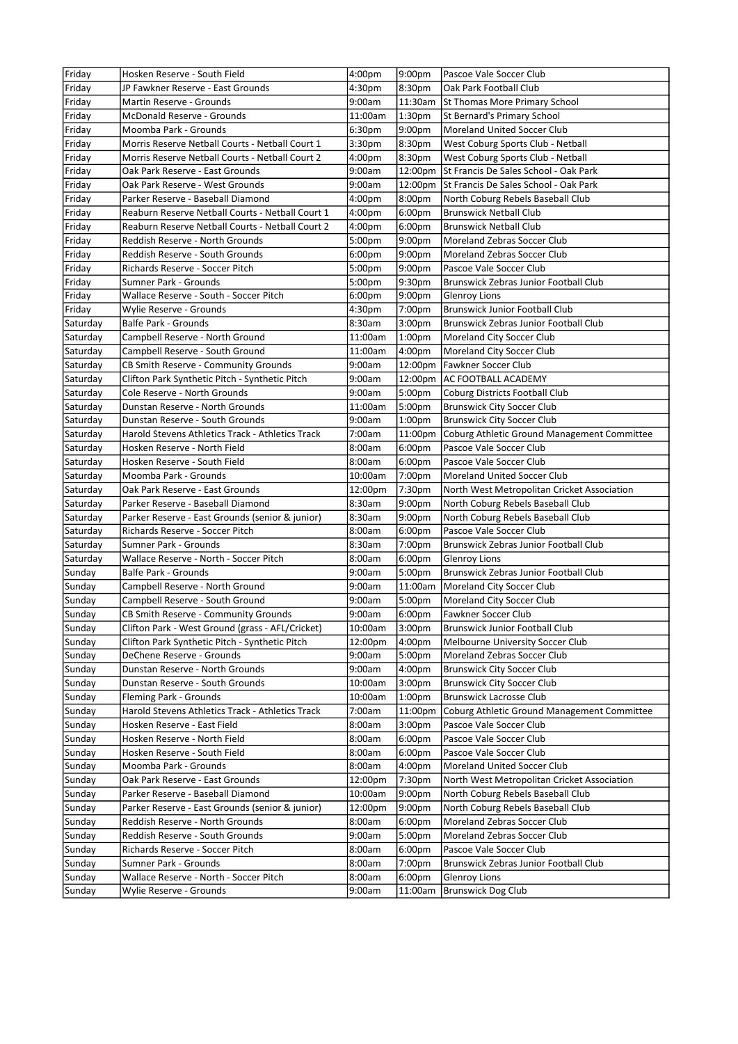| | | | | |
|---|---|---|---|---|
| Friday | Hosken Reserve - South Field | 4:00pm | 9:00pm | Pascoe Vale Soccer Club |
| Friday | JP Fawkner Reserve - East Grounds | 4:30pm | 8:30pm | Oak Park Football Club |
| Friday | Martin Reserve - Grounds | 9:00am | 11:30am | St Thomas More Primary School |
| Friday | McDonald Reserve - Grounds | 11:00am | 1:30pm | St Bernard's Primary School |
| Friday | Moomba Park - Grounds | 6:30pm | 9:00pm | Moreland United Soccer Club |
| Friday | Morris Reserve Netball Courts - Netball Court 1 | 3:30pm | 8:30pm | West Coburg Sports Club - Netball |
| Friday | Morris Reserve Netball Courts - Netball Court 2 | 4:00pm | 8:30pm | West Coburg Sports Club - Netball |
| Friday | Oak Park Reserve - East Grounds | 9:00am | 12:00pm | St Francis De Sales School - Oak Park |
| Friday | Oak Park Reserve - West Grounds | 9:00am | 12:00pm | St Francis De Sales School - Oak Park |
| Friday | Parker Reserve - Baseball Diamond | 4:00pm | 8:00pm | North Coburg Rebels Baseball Club |
| Friday | Reaburn Reserve Netball Courts - Netball Court 1 | 4:00pm | 6:00pm | Brunswick Netball Club |
| Friday | Reaburn Reserve Netball Courts - Netball Court 2 | 4:00pm | 6:00pm | Brunswick Netball Club |
| Friday | Reddish Reserve - North Grounds | 5:00pm | 9:00pm | Moreland Zebras Soccer Club |
| Friday | Reddish Reserve - South Grounds | 6:00pm | 9:00pm | Moreland Zebras Soccer Club |
| Friday | Richards Reserve - Soccer Pitch | 5:00pm | 9:00pm | Pascoe Vale Soccer Club |
| Friday | Sumner Park - Grounds | 5:00pm | 9:30pm | Brunswick Zebras Junior Football Club |
| Friday | Wallace Reserve - South - Soccer Pitch | 6:00pm | 9:00pm | Glenroy Lions |
| Friday | Wylie Reserve - Grounds | 4:30pm | 7:00pm | Brunswick Junior Football Club |
| Saturday | Balfe Park - Grounds | 8:30am | 3:00pm | Brunswick Zebras Junior Football Club |
| Saturday | Campbell Reserve - North Ground | 11:00am | 1:00pm | Moreland City Soccer Club |
| Saturday | Campbell Reserve - South Ground | 11:00am | 4:00pm | Moreland City Soccer Club |
| Saturday | CB Smith Reserve - Community Grounds | 9:00am | 12:00pm | Fawkner Soccer Club |
| Saturday | Clifton Park Synthetic Pitch - Synthetic Pitch | 9:00am | 12:00pm | AC FOOTBALL ACADEMY |
| Saturday | Cole Reserve - North Grounds | 9:00am | 5:00pm | Coburg Districts Football Club |
| Saturday | Dunstan Reserve - North Grounds | 11:00am | 5:00pm | Brunswick City Soccer Club |
| Saturday | Dunstan Reserve - South Grounds | 9:00am | 1:00pm | Brunswick City Soccer Club |
| Saturday | Harold Stevens Athletics Track - Athletics Track | 7:00am | 11:00pm | Coburg Athletic Ground Management Committee |
| Saturday | Hosken Reserve - North Field | 8:00am | 6:00pm | Pascoe Vale Soccer Club |
| Saturday | Hosken Reserve - South Field | 8:00am | 6:00pm | Pascoe Vale Soccer Club |
| Saturday | Moomba Park - Grounds | 10:00am | 7:00pm | Moreland United Soccer Club |
| Saturday | Oak Park Reserve - East Grounds | 12:00pm | 7:30pm | North West Metropolitan Cricket Association |
| Saturday | Parker Reserve - Baseball Diamond | 8:30am | 9:00pm | North Coburg Rebels Baseball Club |
| Saturday | Parker Reserve - East Grounds (senior & junior) | 8:30am | 9:00pm | North Coburg Rebels Baseball Club |
| Saturday | Richards Reserve - Soccer Pitch | 8:00am | 6:00pm | Pascoe Vale Soccer Club |
| Saturday | Sumner Park - Grounds | 8:30am | 7:00pm | Brunswick Zebras Junior Football Club |
| Saturday | Wallace Reserve - North - Soccer Pitch | 8:00am | 6:00pm | Glenroy Lions |
| Sunday | Balfe Park - Grounds | 9:00am | 5:00pm | Brunswick Zebras Junior Football Club |
| Sunday | Campbell Reserve - North Ground | 9:00am | 11:00am | Moreland City Soccer Club |
| Sunday | Campbell Reserve - South Ground | 9:00am | 5:00pm | Moreland City Soccer Club |
| Sunday | CB Smith Reserve - Community Grounds | 9:00am | 6:00pm | Fawkner Soccer Club |
| Sunday | Clifton Park - West Ground (grass - AFL/Cricket) | 10:00am | 3:00pm | Brunswick Junior Football Club |
| Sunday | Clifton Park Synthetic Pitch - Synthetic Pitch | 12:00pm | 4:00pm | Melbourne University Soccer Club |
| Sunday | DeChene Reserve - Grounds | 9:00am | 5:00pm | Moreland Zebras Soccer Club |
| Sunday | Dunstan Reserve - North Grounds | 9:00am | 4:00pm | Brunswick City Soccer Club |
| Sunday | Dunstan Reserve - South Grounds | 10:00am | 3:00pm | Brunswick City Soccer Club |
| Sunday | Fleming Park - Grounds | 10:00am | 1:00pm | Brunswick Lacrosse Club |
| Sunday | Harold Stevens Athletics Track - Athletics Track | 7:00am | 11:00pm | Coburg Athletic Ground Management Committee |
| Sunday | Hosken Reserve - East Field | 8:00am | 3:00pm | Pascoe Vale Soccer Club |
| Sunday | Hosken Reserve - North Field | 8:00am | 6:00pm | Pascoe Vale Soccer Club |
| Sunday | Hosken Reserve - South Field | 8:00am | 6:00pm | Pascoe Vale Soccer Club |
| Sunday | Moomba Park - Grounds | 8:00am | 4:00pm | Moreland United Soccer Club |
| Sunday | Oak Park Reserve - East Grounds | 12:00pm | 7:30pm | North West Metropolitan Cricket Association |
| Sunday | Parker Reserve - Baseball Diamond | 10:00am | 9:00pm | North Coburg Rebels Baseball Club |
| Sunday | Parker Reserve - East Grounds (senior & junior) | 12:00pm | 9:00pm | North Coburg Rebels Baseball Club |
| Sunday | Reddish Reserve - North Grounds | 8:00am | 6:00pm | Moreland Zebras Soccer Club |
| Sunday | Reddish Reserve - South Grounds | 9:00am | 5:00pm | Moreland Zebras Soccer Club |
| Sunday | Richards Reserve - Soccer Pitch | 8:00am | 6:00pm | Pascoe Vale Soccer Club |
| Sunday | Sumner Park - Grounds | 8:00am | 7:00pm | Brunswick Zebras Junior Football Club |
| Sunday | Wallace Reserve - North - Soccer Pitch | 8:00am | 6:00pm | Glenroy Lions |
| Sunday | Wylie Reserve - Grounds | 9:00am | 11:00am | Brunswick Dog Club |